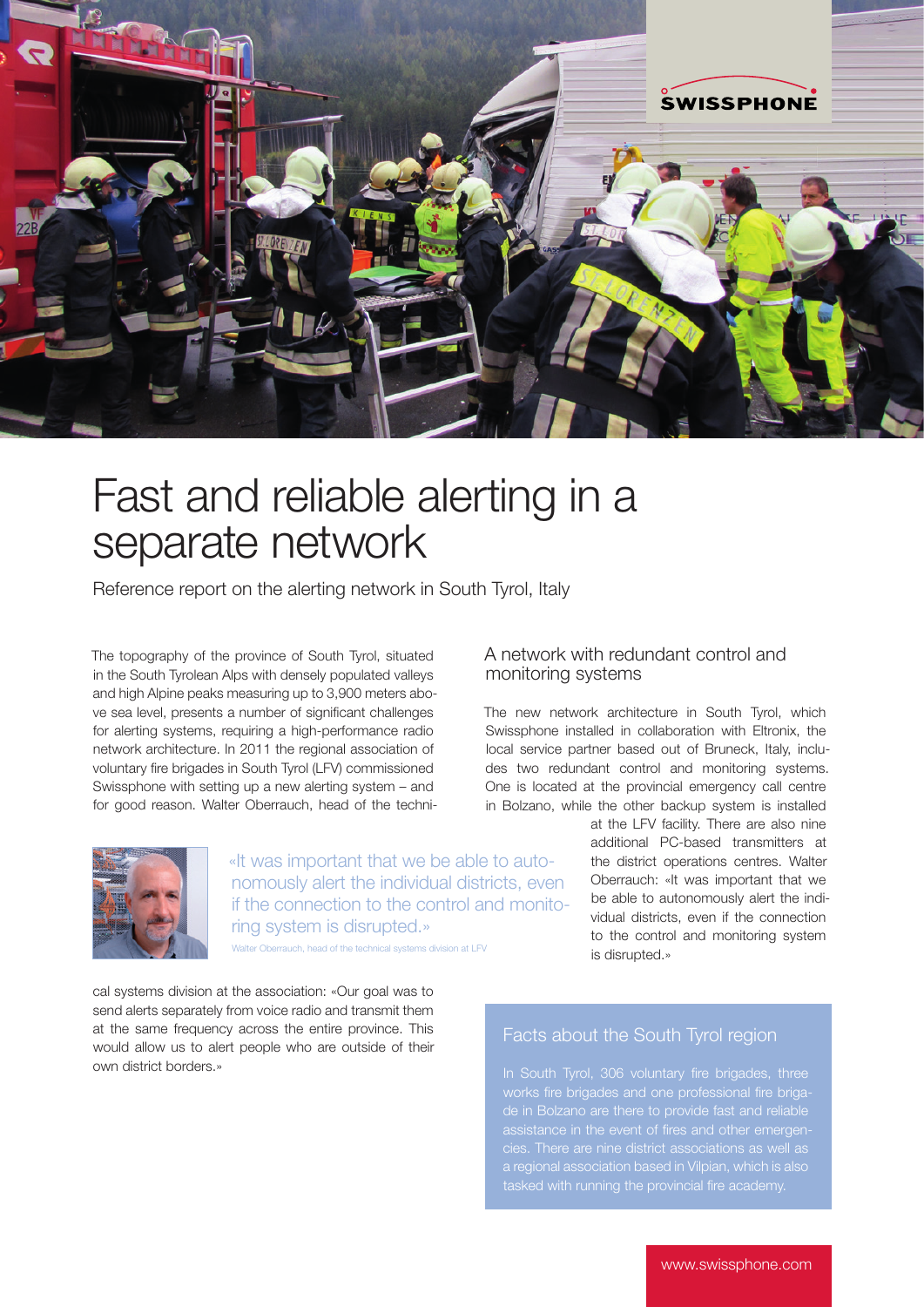# Fast and reliable alerting in a separate network

Reference report on the alerting network in South Tyrol, Italy

The topography of the province of South Tyrol, situated in the South Tyrolean Alps with densely populated valleys and high Alpine peaks measuring up to 3,900 meters above sea level, presents a number of significant challenges for alerting systems, requiring a high-performance radio network architecture. In 2011 the regional association of voluntary fire brigades in South Tyrol (LFV) commissioned Swissphone with setting up a new alerting system – and for good reason. Walter Oberrauch, head of the technical systems division at the association: «Our goal was to send alerts separately from voice radio and transmit them at the same frequency across the entire province. This would allow us to alert people who are outside of their own district borders.»

> «It was important that we be able to autonomously alert the individual districts, even if the connection to the control and monitoring system is disrupted.»
>
> Walter Oberrauch, head of the technical systems division at LFV

## A network with redundant control and monitoring systems

The new network architecture in South Tyrol, which Swissphone installed in collaboration with Eltronix, the local service partner based out of Bruneck, Italy, includes two redundant control and monitoring systems. One is located at the provincial emergency call centre in Bolzano, while the other backup system is installed at the LFV facility. There are also nine additional PC-based transmitters at the district operations centres. Walter Oberrauch: «It was important that we be able to autonomously alert the individual districts, even if the connection to the control and monitoring system is disrupted.»

### Facts about the South Tyrol region

In South Tyrol, 306 voluntary fire brigades, three works fire brigades and one professional fire brigade in Bolzano are there to provide fast and reliable assistance in the event of fires and other emergencies. There are nine district associations as well as a regional association based in Vilpian, which is also tasked with running the provincial fire academy.

www.swissphone.com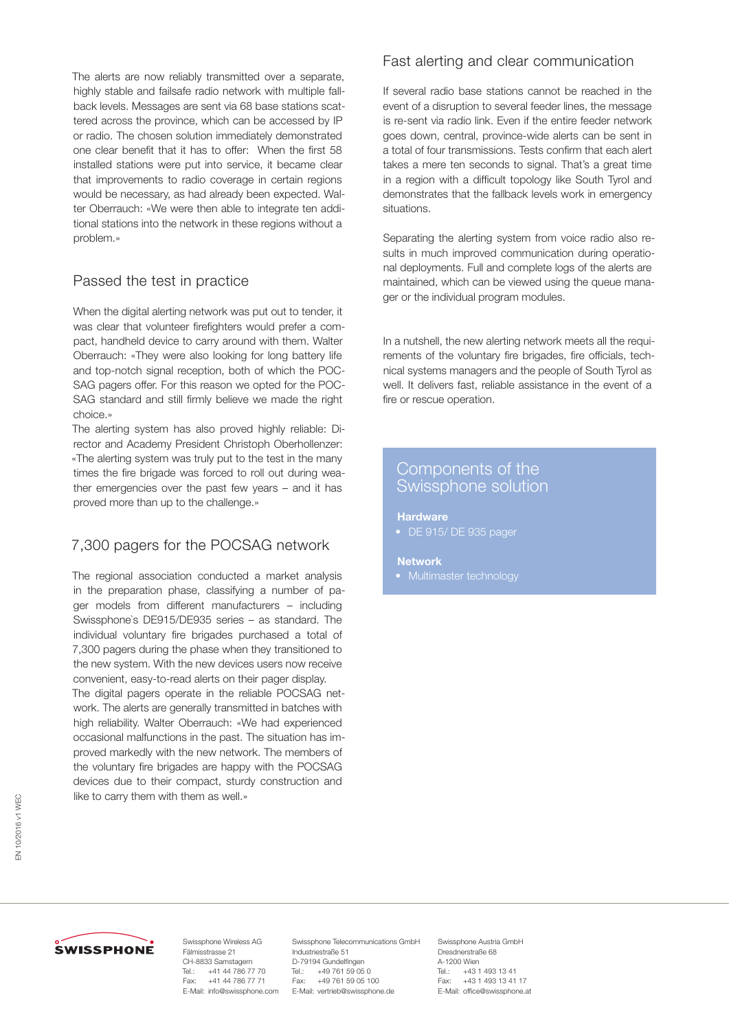The alerts are now reliably transmitted over a separate, highly stable and failsafe radio network with multiple fallback levels. Messages are sent via 68 base stations scattered across the province, which can be accessed by IP or radio. The chosen solution immediately demonstrated one clear benefit that it has to offer: When the first 58 installed stations were put into service, it became clear that improvements to radio coverage in certain regions would be necessary, as had already been expected. Walter Oberrauch: «We were then able to integrate ten additional stations into the network in these regions without a problem.»

## Passed the test in practice

When the digital alerting network was put out to tender, it was clear that volunteer firefighters would prefer a compact, handheld device to carry around with them. Walter Oberrauch: «They were also looking for long battery life and top-notch signal reception, both of which the POCSAG pagers offer. For this reason we opted for the POCSAG standard and still firmly believe we made the right choice.»
The alerting system has also proved highly reliable: Director and Academy President Christoph Oberhollenzer: «The alerting system was truly put to the test in the many times the fire brigade was forced to roll out during weather emergencies over the past few years – and it has proved more than up to the challenge.»

## 7,300 pagers for the POCSAG network

The regional association conducted a market analysis in the preparation phase, classifying a number of pager models from different manufacturers – including Swissphone`s DE915/DE935 series – as standard. The individual voluntary fire brigades purchased a total of 7,300 pagers during the phase when they transitioned to the new system. With the new devices users now receive convenient, easy-to-read alerts on their pager display.
The digital pagers operate in the reliable POCSAG network. The alerts are generally transmitted in batches with high reliability. Walter Oberrauch: «We had experienced occasional malfunctions in the past. The situation has improved markedly with the new network. The members of the voluntary fire brigades are happy with the POCSAG devices due to their compact, sturdy construction and like to carry them with them as well.»

## Fast alerting and clear communication

If several radio base stations cannot be reached in the event of a disruption to several feeder lines, the message is re-sent via radio link. Even if the entire feeder network goes down, central, province-wide alerts can be sent in a total of four transmissions. Tests confirm that each alert takes a mere ten seconds to signal. That's a great time in a region with a difficult topology like South Tyrol and demonstrates that the fallback levels work in emergency situations.

Separating the alerting system from voice radio also results in much improved communication during operational deployments. Full and complete logs of the alerts are maintained, which can be viewed using the queue manager or the individual program modules.

In a nutshell, the new alerting network meets all the requirements of the voluntary fire brigades, fire officials, technical systems managers and the people of South Tyrol as well. It delivers fast, reliable assistance in the event of a fire or rescue operation.

## Components of the Swissphone solution

**Hardware**
- DE 915/ DE 935 pager

**Network**
- Multimaster technology

EN 10/2016 v1 WEC

SWISSPHONE

Swissphone Wireless AG
Fälmisstrasse 21
CH-8833 Samstagern
Tel.: +41 44 786 77 70
Fax: +41 44 786 77 71
E-Mail: info@swissphone.com

Swissphone Telecommunications GmbH
Industriestraße 51
D-79194 Gundelfingen
Tel.: +49 761 59 05 0
Fax: +49 761 59 05 100
E-Mail: vertrieb@swissphone.de

Swissphone Austria GmbH
Dresdnerstraße 68
A-1200 Wien
Tel.: +43 1 493 13 41
Fax: +43 1 493 13 41 17
E-Mail: office@swissphone.at